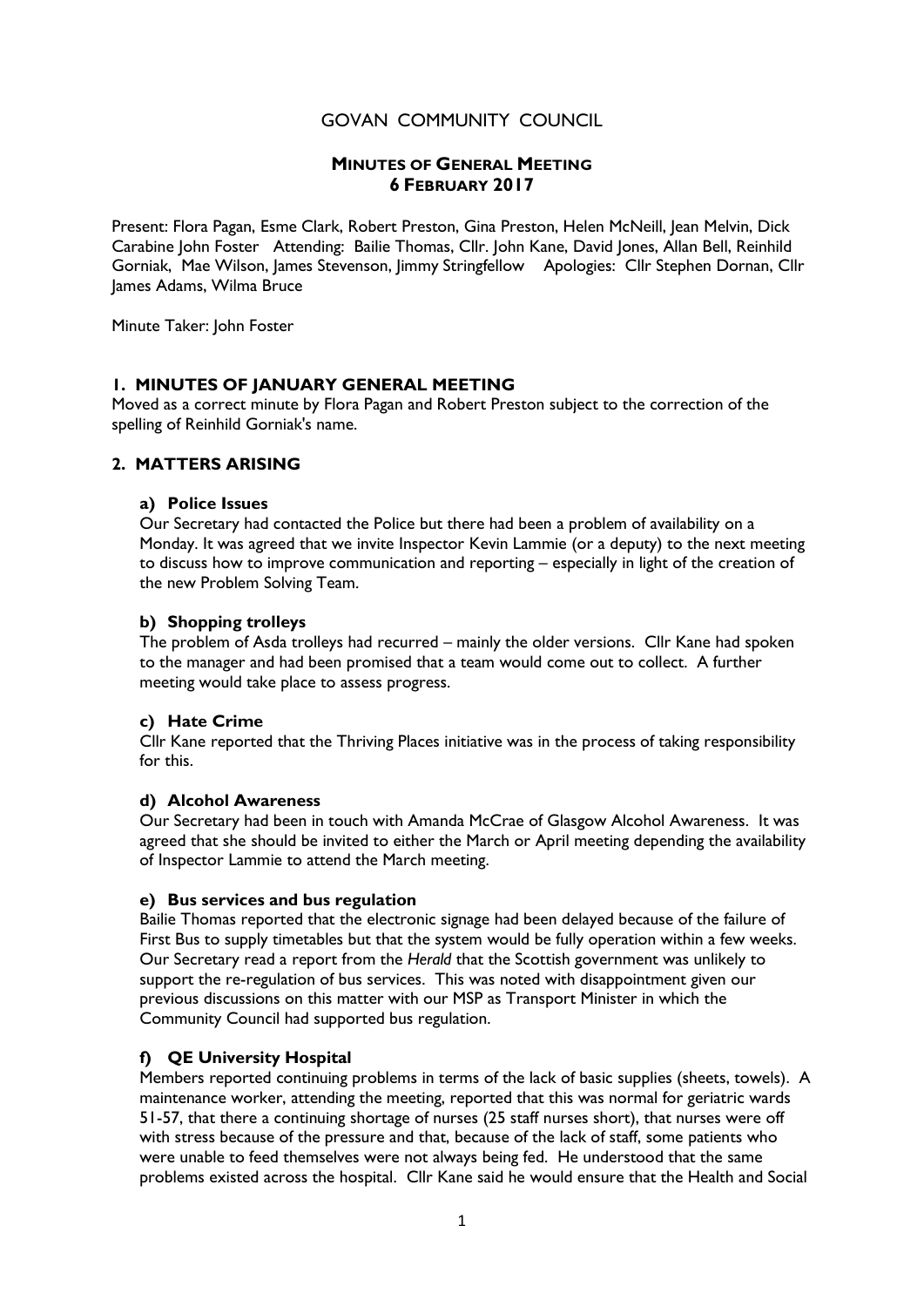# GOVAN COMMUNITY COUNCIL

## MINUTES OF GENERAL MEETING
## 6 FEBRUARY 2017

Present: Flora Pagan, Esme Clark, Robert Preston, Gina Preston, Helen McNeill, Jean Melvin, Dick Carabine John Foster Attending: Bailie Thomas, Cllr. John Kane, David Jones, Allan Bell, Reinhild Gorniak, Mae Wilson, James Stevenson, Jimmy Stringfellow Apologies: Cllr Stephen Dornan, Cllr James Adams, Wilma Bruce

Minute Taker: John Foster

### 1. MINUTES OF JANUARY GENERAL MEETING

Moved as a correct minute by Flora Pagan and Robert Preston subject to the correction of the spelling of Reinhild Gorniak's name.

### 2. MATTERS ARISING

#### a) Police Issues

Our Secretary had contacted the Police but there had been a problem of availability on a Monday. It was agreed that we invite Inspector Kevin Lammie (or a deputy) to the next meeting to discuss how to improve communication and reporting – especially in light of the creation of the new Problem Solving Team.

#### b) Shopping trolleys

The problem of Asda trolleys had recurred – mainly the older versions. Cllr Kane had spoken to the manager and had been promised that a team would come out to collect. A further meeting would take place to assess progress.

#### c) Hate Crime

Cllr Kane reported that the Thriving Places initiative was in the process of taking responsibility for this.

#### d) Alcohol Awareness

Our Secretary had been in touch with Amanda McCrae of Glasgow Alcohol Awareness. It was agreed that she should be invited to either the March or April meeting depending the availability of Inspector Lammie to attend the March meeting.

#### e) Bus services and bus regulation

Bailie Thomas reported that the electronic signage had been delayed because of the failure of First Bus to supply timetables but that the system would be fully operation within a few weeks. Our Secretary read a report from the *Herald* that the Scottish government was unlikely to support the re-regulation of bus services. This was noted with disappointment given our previous discussions on this matter with our MSP as Transport Minister in which the Community Council had supported bus regulation.

#### f) QE University Hospital

Members reported continuing problems in terms of the lack of basic supplies (sheets, towels). A maintenance worker, attending the meeting, reported that this was normal for geriatric wards 51-57, that there a continuing shortage of nurses (25 staff nurses short), that nurses were off with stress because of the pressure and that, because of the lack of staff, some patients who were unable to feed themselves were not always being fed. He understood that the same problems existed across the hospital. Cllr Kane said he would ensure that the Health and Social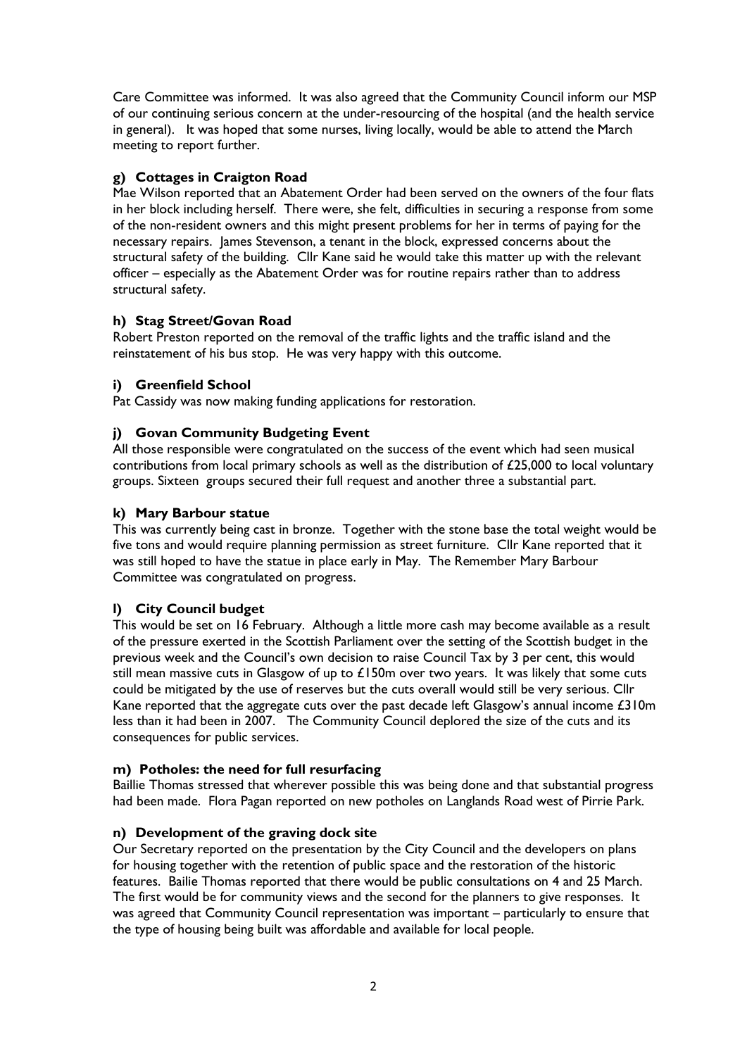Care Committee was informed. It was also agreed that the Community Council inform our MSP of our continuing serious concern at the under-resourcing of the hospital (and the health service in general). It was hoped that some nurses, living locally, would be able to attend the March meeting to report further.

**g) Cottages in Craigton Road**

Mae Wilson reported that an Abatement Order had been served on the owners of the four flats in her block including herself. There were, she felt, difficulties in securing a response from some of the non-resident owners and this might present problems for her in terms of paying for the necessary repairs. James Stevenson, a tenant in the block, expressed concerns about the structural safety of the building. Cllr Kane said he would take this matter up with the relevant officer – especially as the Abatement Order was for routine repairs rather than to address structural safety.

**h) Stag Street/Govan Road**

Robert Preston reported on the removal of the traffic lights and the traffic island and the reinstatement of his bus stop. He was very happy with this outcome.

**i) Greenfield School**

Pat Cassidy was now making funding applications for restoration.

**j) Govan Community Budgeting Event**

All those responsible were congratulated on the success of the event which had seen musical contributions from local primary schools as well as the distribution of £25,000 to local voluntary groups. Sixteen groups secured their full request and another three a substantial part.

**k) Mary Barbour statue**

This was currently being cast in bronze. Together with the stone base the total weight would be five tons and would require planning permission as street furniture. Cllr Kane reported that it was still hoped to have the statue in place early in May. The Remember Mary Barbour Committee was congratulated on progress.

**l) City Council budget**

This would be set on 16 February. Although a little more cash may become available as a result of the pressure exerted in the Scottish Parliament over the setting of the Scottish budget in the previous week and the Council's own decision to raise Council Tax by 3 per cent, this would still mean massive cuts in Glasgow of up to £150m over two years. It was likely that some cuts could be mitigated by the use of reserves but the cuts overall would still be very serious. Cllr Kane reported that the aggregate cuts over the past decade left Glasgow's annual income £310m less than it had been in 2007. The Community Council deplored the size of the cuts and its consequences for public services.

**m) Potholes: the need for full resurfacing**

Baillie Thomas stressed that wherever possible this was being done and that substantial progress had been made. Flora Pagan reported on new potholes on Langlands Road west of Pirrie Park.

**n) Development of the graving dock site**

Our Secretary reported on the presentation by the City Council and the developers on plans for housing together with the retention of public space and the restoration of the historic features. Bailie Thomas reported that there would be public consultations on 4 and 25 March. The first would be for community views and the second for the planners to give responses. It was agreed that Community Council representation was important – particularly to ensure that the type of housing being built was affordable and available for local people.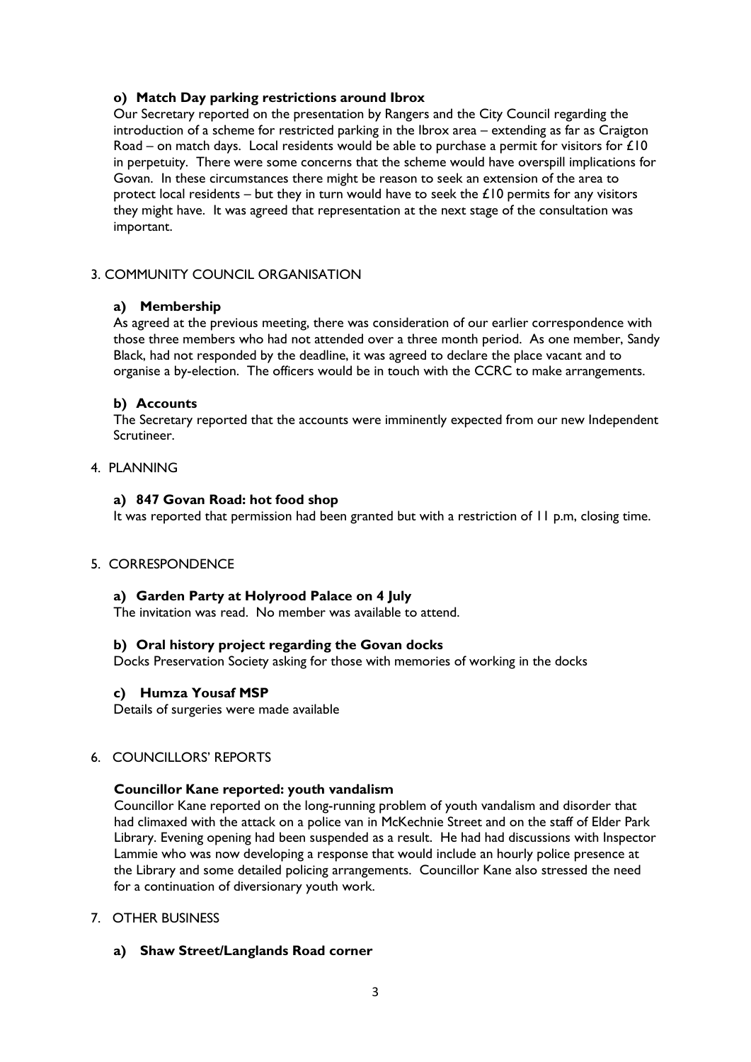#### o) Match Day parking restrictions around Ibrox

Our Secretary reported on the presentation by Rangers and the City Council regarding the introduction of a scheme for restricted parking in the Ibrox area – extending as far as Craigton Road – on match days. Local residents would be able to purchase a permit for visitors for £10 in perpetuity. There were some concerns that the scheme would have overspill implications for Govan. In these circumstances there might be reason to seek an extension of the area to protect local residents – but they in turn would have to seek the £10 permits for any visitors they might have. It was agreed that representation at the next stage of the consultation was important.

## 3. COMMUNITY COUNCIL ORGANISATION

#### a) Membership

As agreed at the previous meeting, there was consideration of our earlier correspondence with those three members who had not attended over a three month period. As one member, Sandy Black, had not responded by the deadline, it was agreed to declare the place vacant and to organise a by-election. The officers would be in touch with the CCRC to make arrangements.

#### b) Accounts

The Secretary reported that the accounts were imminently expected from our new Independent Scrutineer.

## 4. PLANNING

#### a) 847 Govan Road: hot food shop

It was reported that permission had been granted but with a restriction of 11 p.m, closing time.

## 5. CORRESPONDENCE

#### a) Garden Party at Holyrood Palace on 4 July

The invitation was read. No member was available to attend.

#### b) Oral history project regarding the Govan docks

Docks Preservation Society asking for those with memories of working in the docks

#### c) Humza Yousaf MSP

Details of surgeries were made available

## 6. COUNCILLORS' REPORTS

#### Councillor Kane reported: youth vandalism

Councillor Kane reported on the long-running problem of youth vandalism and disorder that had climaxed with the attack on a police van in McKechnie Street and on the staff of Elder Park Library. Evening opening had been suspended as a result. He had had discussions with Inspector Lammie who was now developing a response that would include an hourly police presence at the Library and some detailed policing arrangements. Councillor Kane also stressed the need for a continuation of diversionary youth work.

## 7. OTHER BUSINESS

#### a) Shaw Street/Langlands Road corner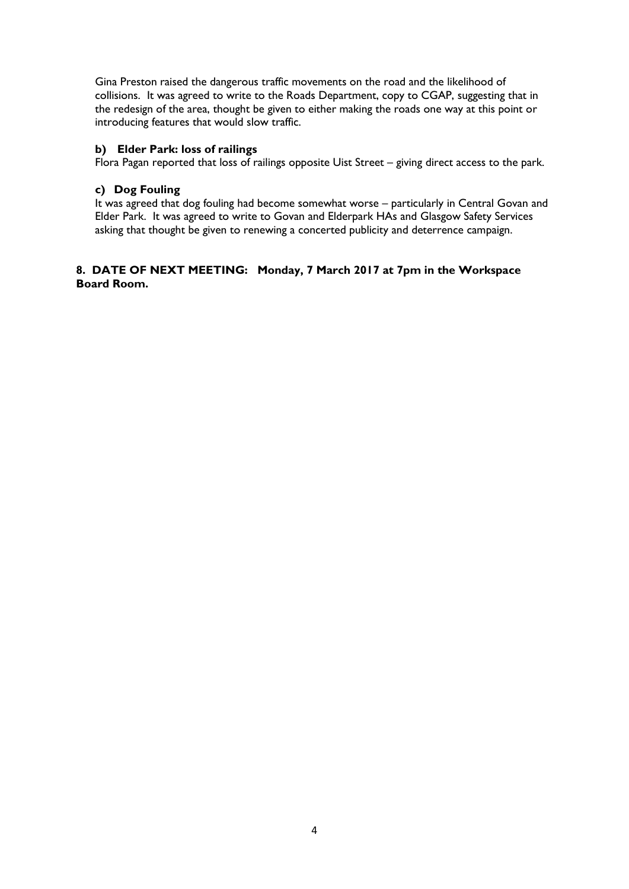Gina Preston raised the dangerous traffic movements on the road and the likelihood of collisions. It was agreed to write to the Roads Department, copy to CGAP, suggesting that in the redesign of the area, thought be given to either making the roads one way at this point or introducing features that would slow traffic.

**b) Elder Park: loss of railings**

Flora Pagan reported that loss of railings opposite Uist Street – giving direct access to the park.

**c) Dog Fouling**

It was agreed that dog fouling had become somewhat worse – particularly in Central Govan and Elder Park. It was agreed to write to Govan and Elderpark HAs and Glasgow Safety Services asking that thought be given to renewing a concerted publicity and deterrence campaign.

**8. DATE OF NEXT MEETING: Monday, 7 March 2017 at 7pm in the Workspace Board Room.**